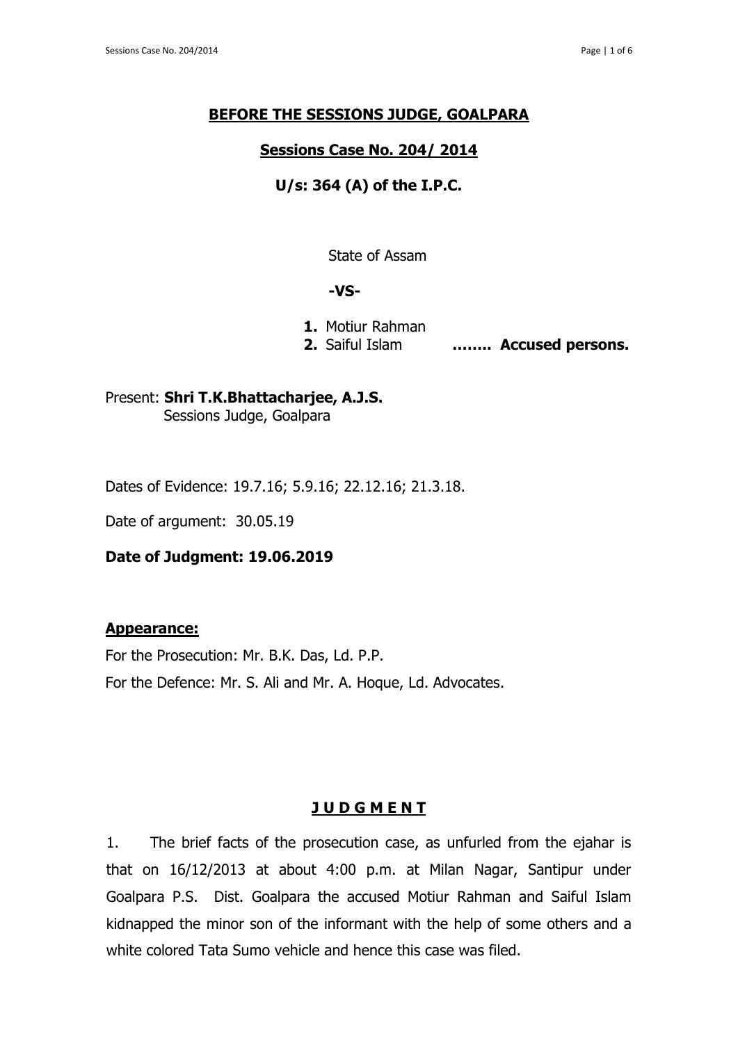## BEFORE THE SESSIONS JUDGE, GOALPARA

## Sessions Case No. 204/ 2014

### U/s: 364 (A) of the I.P.C.

State of Assam

**-VS-**

1. Motiur Rahman
2. Saiful Islam ........ **Accused persons.**

Present: **Shri T.K.Bhattacharjee, A.J.S.**
Sessions Judge, Goalpara

Dates of Evidence: 19.7.16; 5.9.16; 22.12.16; 21.3.18.

Date of argument: 30.05.19

**Date of Judgment: 19.06.2019**

**Appearance:**

For the Prosecution: Mr. B.K. Das, Ld. P.P.

For the Defence: Mr. S. Ali and Mr. A. Hoque, Ld. Advocates.

## J U D G M E N T

1. The brief facts of the prosecution case, as unfurled from the ejahar is that on 16/12/2013 at about 4:00 p.m. at Milan Nagar, Santipur under Goalpara P.S. Dist. Goalpara the accused Motiur Rahman and Saiful Islam kidnapped the minor son of the informant with the help of some others and a white colored Tata Sumo vehicle and hence this case was filed.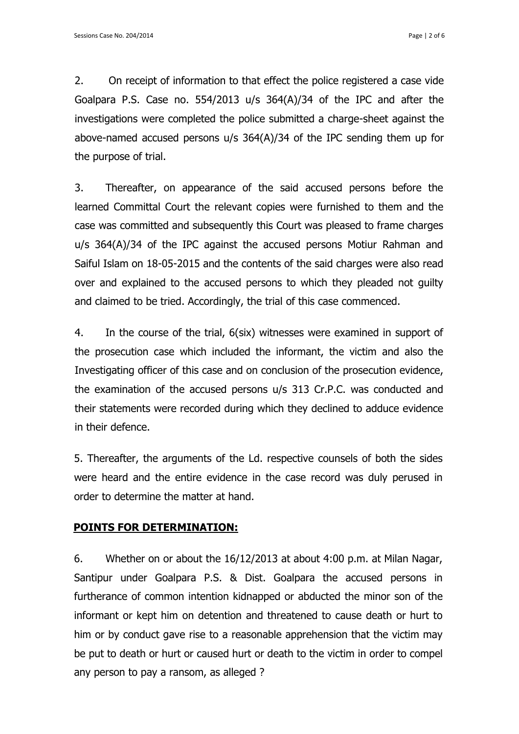2. On receipt of information to that effect the police registered a case vide Goalpara P.S. Case no. 554/2013 u/s 364(A)/34 of the IPC and after the investigations were completed the police submitted a charge-sheet against the above-named accused persons u/s 364(A)/34 of the IPC sending them up for the purpose of trial.

3. Thereafter, on appearance of the said accused persons before the learned Committal Court the relevant copies were furnished to them and the case was committed and subsequently this Court was pleased to frame charges u/s 364(A)/34 of the IPC against the accused persons Motiur Rahman and Saiful Islam on 18-05-2015 and the contents of the said charges were also read over and explained to the accused persons to which they pleaded not guilty and claimed to be tried. Accordingly, the trial of this case commenced.

4. In the course of the trial, 6(six) witnesses were examined in support of the prosecution case which included the informant, the victim and also the Investigating officer of this case and on conclusion of the prosecution evidence, the examination of the accused persons u/s 313 Cr.P.C. was conducted and their statements were recorded during which they declined to adduce evidence in their defence.

5. Thereafter, the arguments of the Ld. respective counsels of both the sides were heard and the entire evidence in the case record was duly perused in order to determine the matter at hand.

## **POINTS FOR DETERMINATION:**

6. Whether on or about the 16/12/2013 at about 4:00 p.m. at Milan Nagar, Santipur under Goalpara P.S. & Dist. Goalpara the accused persons in furtherance of common intention kidnapped or abducted the minor son of the informant or kept him on detention and threatened to cause death or hurt to him or by conduct gave rise to a reasonable apprehension that the victim may be put to death or hurt or caused hurt or death to the victim in order to compel any person to pay a ransom, as alleged ?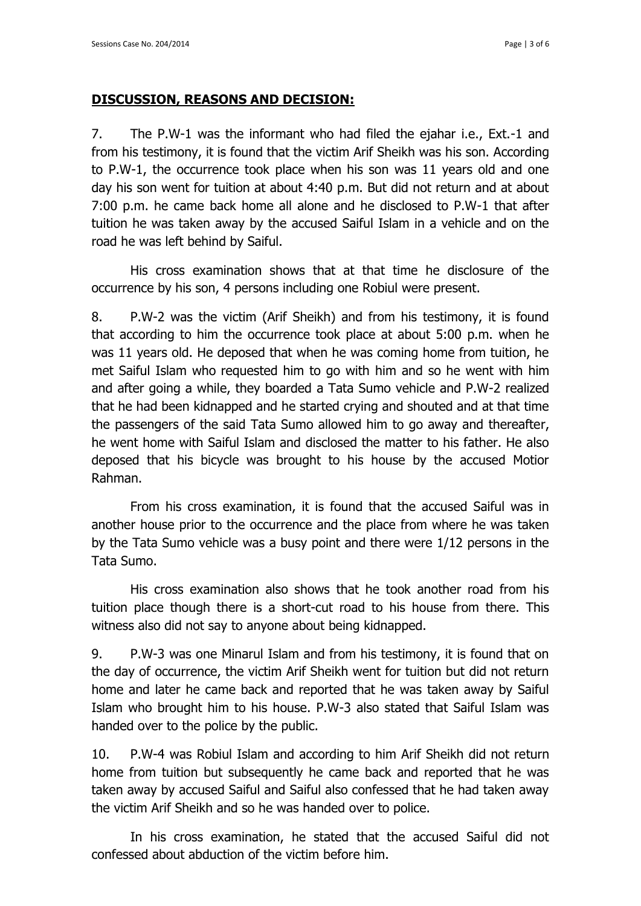## DISCUSSION, REASONS AND DECISION:

7. The P.W-1 was the informant who had filed the ejahar i.e., Ext.-1 and from his testimony, it is found that the victim Arif Sheikh was his son. According to P.W-1, the occurrence took place when his son was 11 years old and one day his son went for tuition at about 4:40 p.m. But did not return and at about 7:00 p.m. he came back home all alone and he disclosed to P.W-1 that after tuition he was taken away by the accused Saiful Islam in a vehicle and on the road he was left behind by Saiful.

His cross examination shows that at that time he disclosure of the occurrence by his son, 4 persons including one Robiul were present.

8. P.W-2 was the victim (Arif Sheikh) and from his testimony, it is found that according to him the occurrence took place at about 5:00 p.m. when he was 11 years old. He deposed that when he was coming home from tuition, he met Saiful Islam who requested him to go with him and so he went with him and after going a while, they boarded a Tata Sumo vehicle and P.W-2 realized that he had been kidnapped and he started crying and shouted and at that time the passengers of the said Tata Sumo allowed him to go away and thereafter, he went home with Saiful Islam and disclosed the matter to his father. He also deposed that his bicycle was brought to his house by the accused Motior Rahman.

From his cross examination, it is found that the accused Saiful was in another house prior to the occurrence and the place from where he was taken by the Tata Sumo vehicle was a busy point and there were 1/12 persons in the Tata Sumo.

His cross examination also shows that he took another road from his tuition place though there is a short-cut road to his house from there. This witness also did not say to anyone about being kidnapped.

9. P.W-3 was one Minarul Islam and from his testimony, it is found that on the day of occurrence, the victim Arif Sheikh went for tuition but did not return home and later he came back and reported that he was taken away by Saiful Islam who brought him to his house. P.W-3 also stated that Saiful Islam was handed over to the police by the public.

10. P.W-4 was Robiul Islam and according to him Arif Sheikh did not return home from tuition but subsequently he came back and reported that he was taken away by accused Saiful and Saiful also confessed that he had taken away the victim Arif Sheikh and so he was handed over to police.

In his cross examination, he stated that the accused Saiful did not confessed about abduction of the victim before him.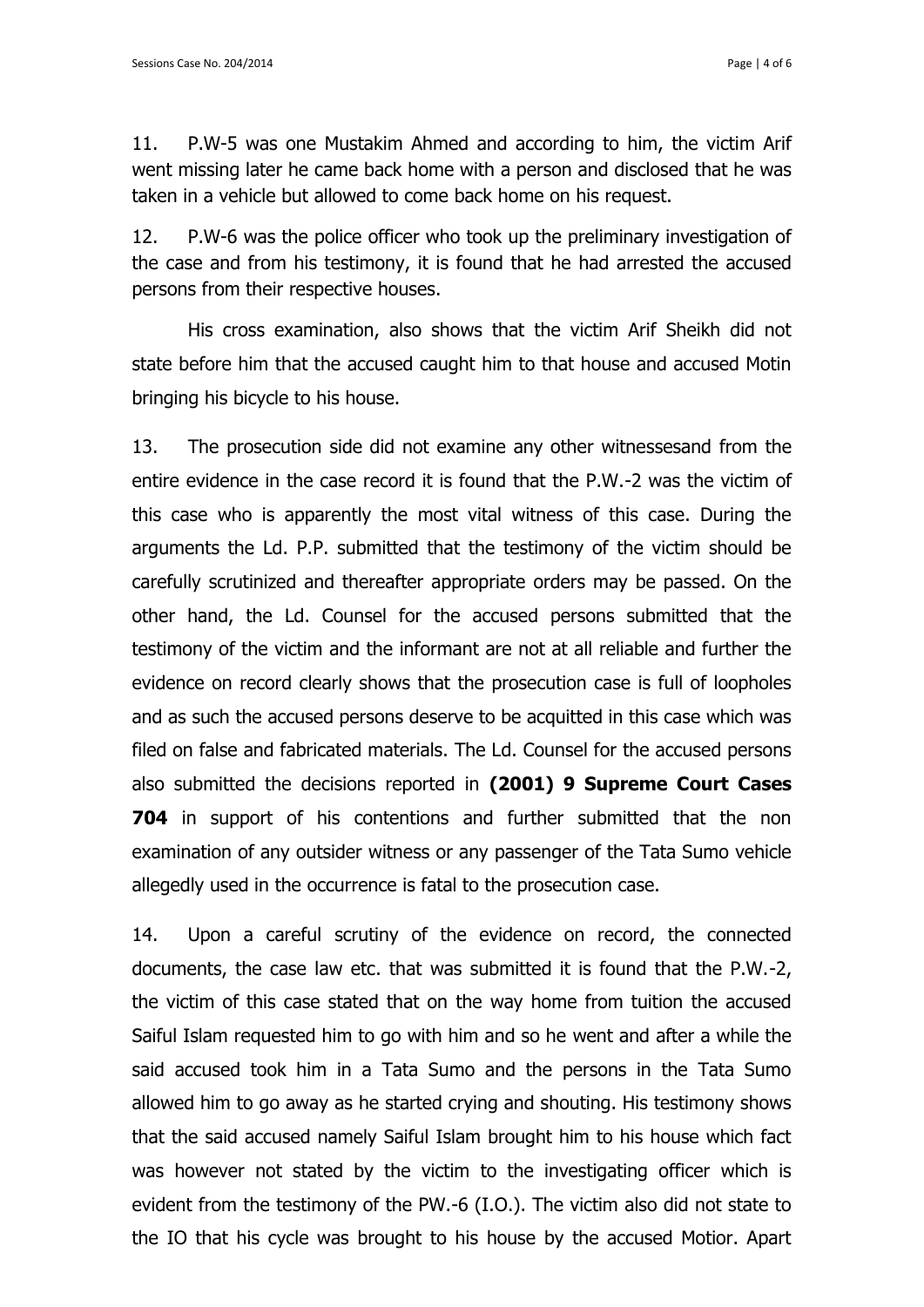11. P.W-5 was one Mustakim Ahmed and according to him, the victim Arif went missing later he came back home with a person and disclosed that he was taken in a vehicle but allowed to come back home on his request.

12. P.W-6 was the police officer who took up the preliminary investigation of the case and from his testimony, it is found that he had arrested the accused persons from their respective houses.

His cross examination, also shows that the victim Arif Sheikh did not state before him that the accused caught him to that house and accused Motin bringing his bicycle to his house.

13. The prosecution side did not examine any other witnessesand from the entire evidence in the case record it is found that the P.W.-2 was the victim of this case who is apparently the most vital witness of this case. During the arguments the Ld. P.P. submitted that the testimony of the victim should be carefully scrutinized and thereafter appropriate orders may be passed. On the other hand, the Ld. Counsel for the accused persons submitted that the testimony of the victim and the informant are not at all reliable and further the evidence on record clearly shows that the prosecution case is full of loopholes and as such the accused persons deserve to be acquitted in this case which was filed on false and fabricated materials. The Ld. Counsel for the accused persons also submitted the decisions reported in **(2001) 9 Supreme Court Cases 704** in support of his contentions and further submitted that the non examination of any outsider witness or any passenger of the Tata Sumo vehicle allegedly used in the occurrence is fatal to the prosecution case.

14. Upon a careful scrutiny of the evidence on record, the connected documents, the case law etc. that was submitted it is found that the P.W.-2, the victim of this case stated that on the way home from tuition the accused Saiful Islam requested him to go with him and so he went and after a while the said accused took him in a Tata Sumo and the persons in the Tata Sumo allowed him to go away as he started crying and shouting. His testimony shows that the said accused namely Saiful Islam brought him to his house which fact was however not stated by the victim to the investigating officer which is evident from the testimony of the PW.-6 (I.O.). The victim also did not state to the IO that his cycle was brought to his house by the accused Motior. Apart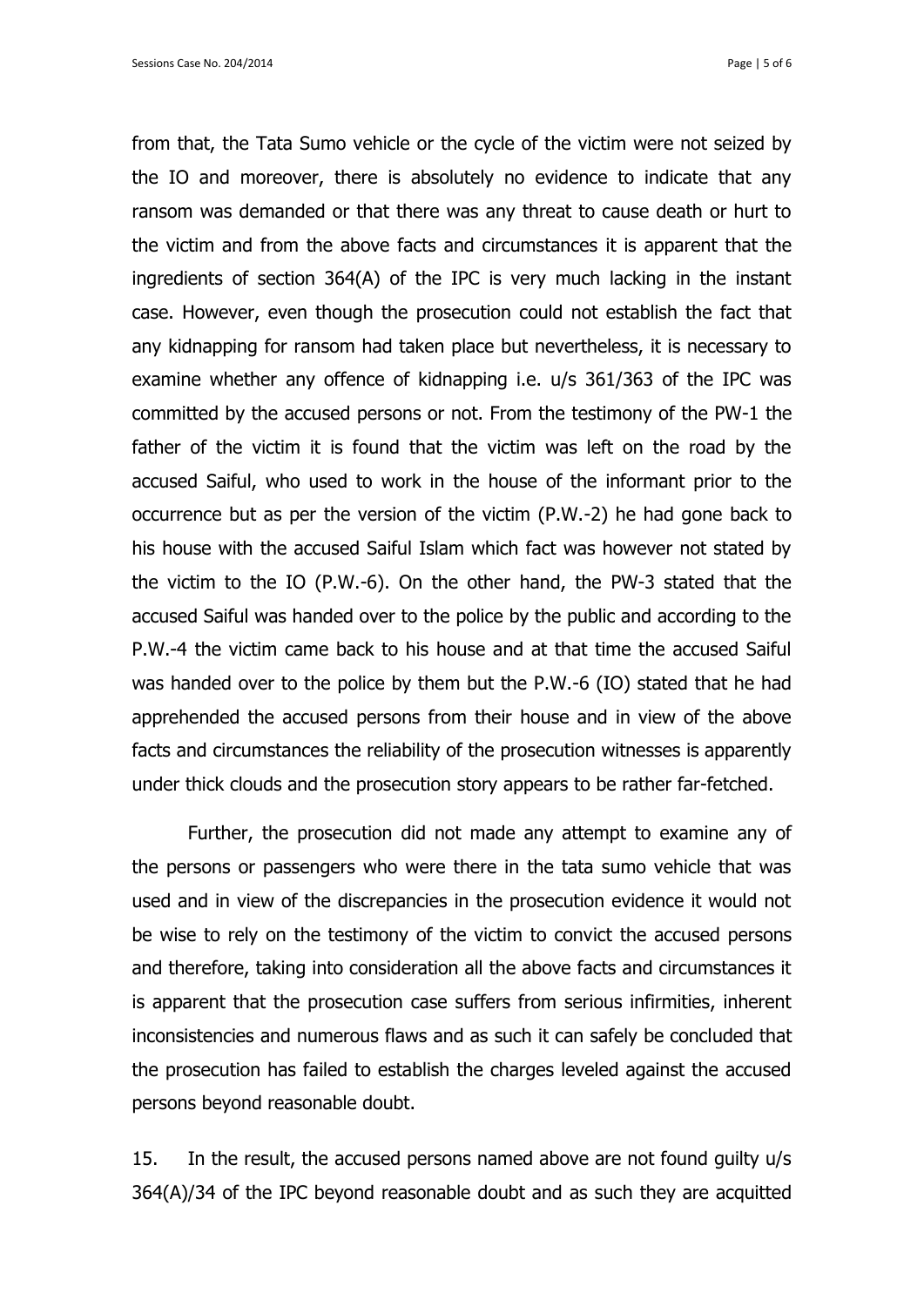from that, the Tata Sumo vehicle or the cycle of the victim were not seized by the IO and moreover, there is absolutely no evidence to indicate that any ransom was demanded or that there was any threat to cause death or hurt to the victim and from the above facts and circumstances it is apparent that the ingredients of section 364(A) of the IPC is very much lacking in the instant case. However, even though the prosecution could not establish the fact that any kidnapping for ransom had taken place but nevertheless, it is necessary to examine whether any offence of kidnapping i.e. u/s 361/363 of the IPC was committed by the accused persons or not. From the testimony of the PW-1 the father of the victim it is found that the victim was left on the road by the accused Saiful, who used to work in the house of the informant prior to the occurrence but as per the version of the victim (P.W.-2) he had gone back to his house with the accused Saiful Islam which fact was however not stated by the victim to the IO (P.W.-6). On the other hand, the PW-3 stated that the accused Saiful was handed over to the police by the public and according to the P.W.-4 the victim came back to his house and at that time the accused Saiful was handed over to the police by them but the P.W.-6 (IO) stated that he had apprehended the accused persons from their house and in view of the above facts and circumstances the reliability of the prosecution witnesses is apparently under thick clouds and the prosecution story appears to be rather far-fetched.

Further, the prosecution did not made any attempt to examine any of the persons or passengers who were there in the tata sumo vehicle that was used and in view of the discrepancies in the prosecution evidence it would not be wise to rely on the testimony of the victim to convict the accused persons and therefore, taking into consideration all the above facts and circumstances it is apparent that the prosecution case suffers from serious infirmities, inherent inconsistencies and numerous flaws and as such it can safely be concluded that the prosecution has failed to establish the charges leveled against the accused persons beyond reasonable doubt.

15. In the result, the accused persons named above are not found guilty u/s 364(A)/34 of the IPC beyond reasonable doubt and as such they are acquitted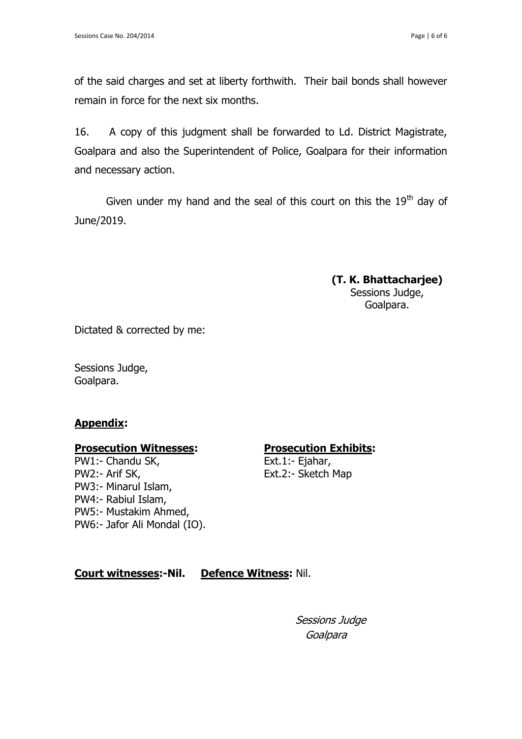of the said charges and set at liberty forthwith. Their bail bonds shall however remain in force for the next six months.

16. A copy of this judgment shall be forwarded to Ld. District Magistrate, Goalpara and also the Superintendent of Police, Goalpara for their information and necessary action.

Given under my hand and the seal of this court on this the 19th day of June/2019.

**(T. K. Bhattacharjee)**
Sessions Judge,
Goalpara.

Dictated & corrected by me:

Sessions Judge,
Goalpara.

## **Appendix:**

**Prosecution Witnesses:**

PW1:- Chandu SK,
PW2:- Arif SK,
PW3:- Minarul Islam,
PW4:- Rabiul Islam,
PW5:- Mustakim Ahmed,
PW6:- Jafor Ali Mondal (IO).

**Prosecution Exhibits:**

Ext.1:- Ejahar,
Ext.2:- Sketch Map

**Court witnesses:-Nil.** **Defence Witness:** Nil.

*Sessions Judge*
*Goalpara*